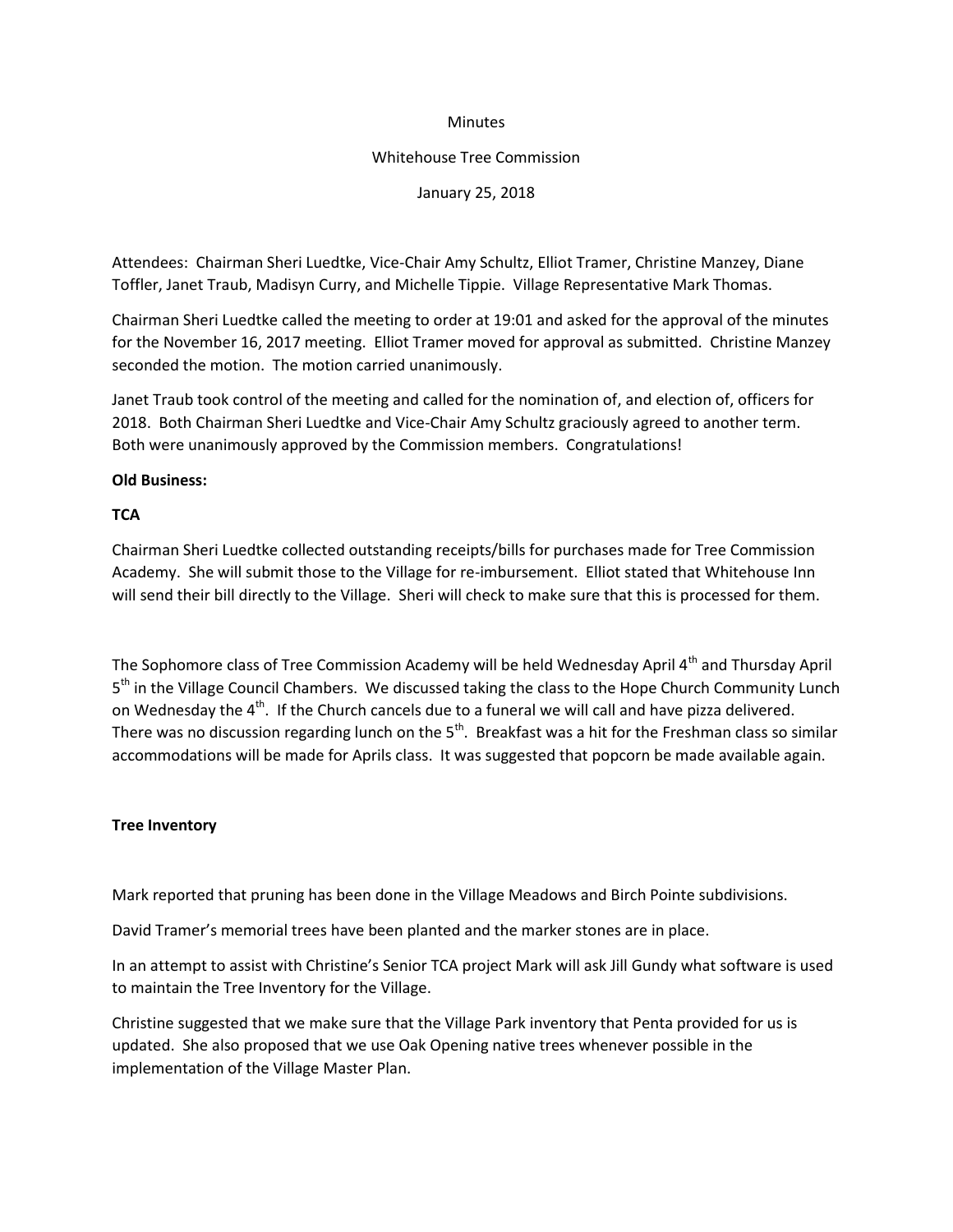Minutes

Whitehouse Tree Commission

January 25, 2018

Attendees: Chairman Sheri Luedtke, Vice-Chair Amy Schultz, Elliot Tramer, Christine Manzey, Diane Toffler, Janet Traub, Madisyn Curry, and Michelle Tippie. Village Representative Mark Thomas.

Chairman Sheri Luedtke called the meeting to order at 19:01 and asked for the approval of the minutes for the November 16, 2017 meeting. Elliot Tramer moved for approval as submitted. Christine Manzey seconded the motion. The motion carried unanimously.

Janet Traub took control of the meeting and called for the nomination of, and election of, officers for 2018. Both Chairman Sheri Luedtke and Vice-Chair Amy Schultz graciously agreed to another term. Both were unanimously approved by the Commission members. Congratulations!

**Old Business:**

**TCA**

Chairman Sheri Luedtke collected outstanding receipts/bills for purchases made for Tree Commission Academy. She will submit those to the Village for re-imbursement. Elliot stated that Whitehouse Inn will send their bill directly to the Village. Sheri will check to make sure that this is processed for them.

The Sophomore class of Tree Commission Academy will be held Wednesday April 4th and Thursday April 5th in the Village Council Chambers. We discussed taking the class to the Hope Church Community Lunch on Wednesday the 4th. If the Church cancels due to a funeral we will call and have pizza delivered. There was no discussion regarding lunch on the 5th. Breakfast was a hit for the Freshman class so similar accommodations will be made for Aprils class. It was suggested that popcorn be made available again.

**Tree Inventory**

Mark reported that pruning has been done in the Village Meadows and Birch Pointe subdivisions.

David Tramer's memorial trees have been planted and the marker stones are in place.

In an attempt to assist with Christine's Senior TCA project Mark will ask Jill Gundy what software is used to maintain the Tree Inventory for the Village.

Christine suggested that we make sure that the Village Park inventory that Penta provided for us is updated. She also proposed that we use Oak Opening native trees whenever possible in the implementation of the Village Master Plan.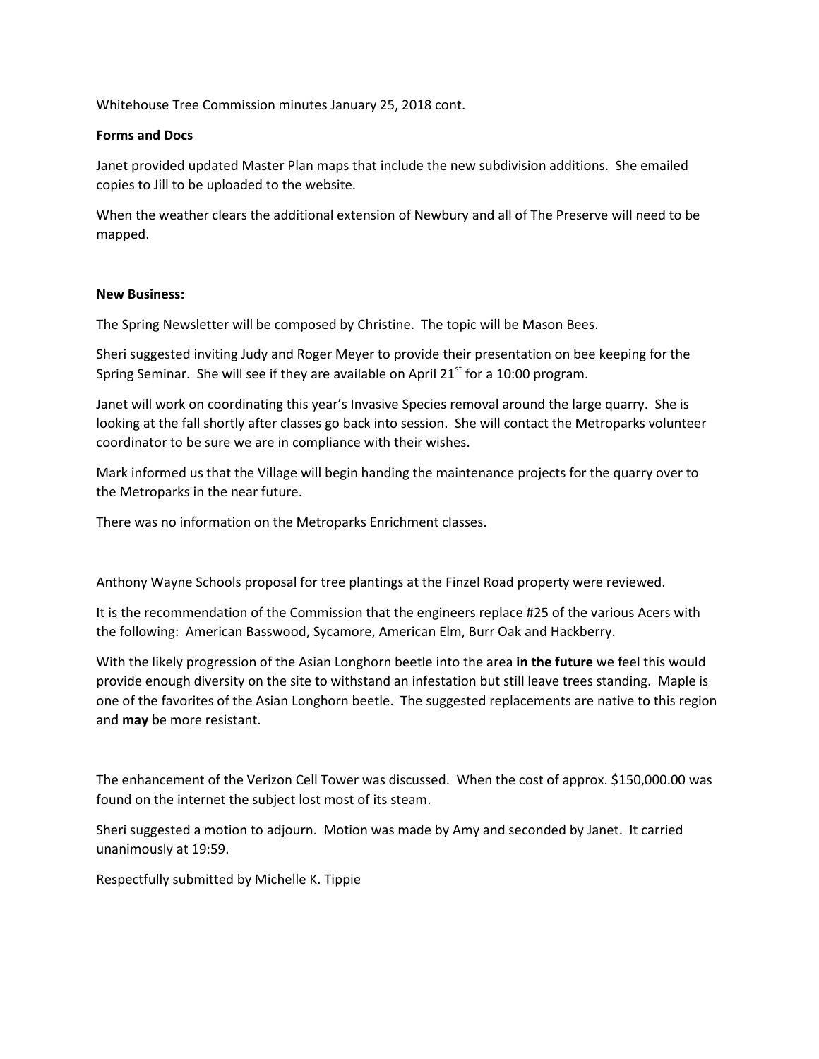Whitehouse Tree Commission minutes January 25, 2018 cont.

**Forms and Docs**

Janet provided updated Master Plan maps that include the new subdivision additions. She emailed copies to Jill to be uploaded to the website.

When the weather clears the additional extension of Newbury and all of The Preserve will need to be mapped.

**New Business:**

The Spring Newsletter will be composed by Christine. The topic will be Mason Bees.

Sheri suggested inviting Judy and Roger Meyer to provide their presentation on bee keeping for the Spring Seminar. She will see if they are available on April 21st for a 10:00 program.

Janet will work on coordinating this year's Invasive Species removal around the large quarry. She is looking at the fall shortly after classes go back into session. She will contact the Metroparks volunteer coordinator to be sure we are in compliance with their wishes.

Mark informed us that the Village will begin handing the maintenance projects for the quarry over to the Metroparks in the near future.

There was no information on the Metroparks Enrichment classes.

Anthony Wayne Schools proposal for tree plantings at the Finzel Road property were reviewed.

It is the recommendation of the Commission that the engineers replace #25 of the various Acers with the following: American Basswood, Sycamore, American Elm, Burr Oak and Hackberry.

With the likely progression of the Asian Longhorn beetle into the area **in the future** we feel this would provide enough diversity on the site to withstand an infestation but still leave trees standing. Maple is one of the favorites of the Asian Longhorn beetle. The suggested replacements are native to this region and **may** be more resistant.

The enhancement of the Verizon Cell Tower was discussed. When the cost of approx. $150,000.00 was found on the internet the subject lost most of its steam.

Sheri suggested a motion to adjourn. Motion was made by Amy and seconded by Janet. It carried unanimously at 19:59.

Respectfully submitted by Michelle K. Tippie